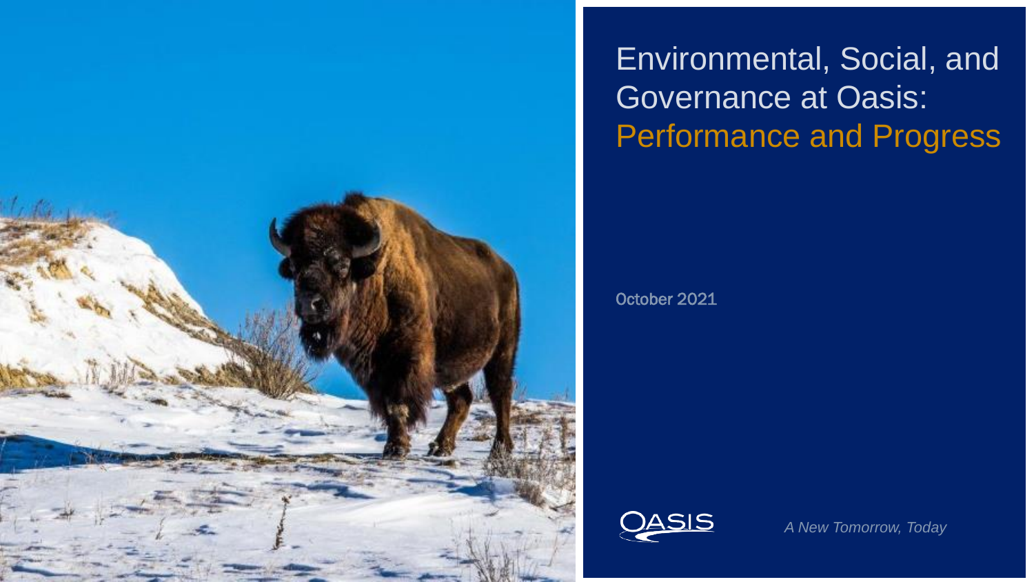# Environmental, Social, and Governance at Oasis: Performance and Progress

October 2021

OASIS

*A New Tomorrow, Today*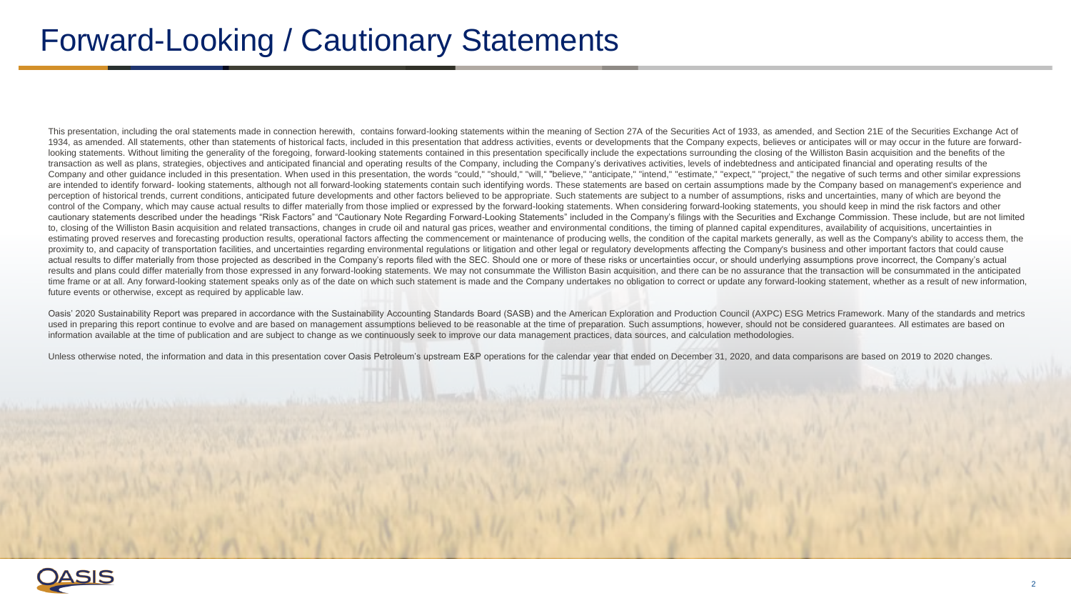# Forward-Looking / Cautionary Statements

This presentation, including the oral statements made in connection herewith, contains forward-looking statements within the meaning of Section 27A of the Securities Act of 1933, as amended, and Section 21E of the Securities Exchange Act of 1934, as amended. All statements, other than statements of historical facts, included in this presentation that address activities, events or developments that the Company expects, believes or anticipates will or may occur in the future are forward-looking statements. Without limiting the generality of the foregoing, forward-looking statements contained in this presentation specifically include the expectations surrounding the closing of the Williston Basin acquisition and the benefits of the transaction as well as plans, strategies, objectives and anticipated financial and operating results of the Company, including the Company's derivatives activities, levels of indebtedness and anticipated financial and operating results of the Company and other guidance included in this presentation. When used in this presentation, the words "could," "should," "will," "believe," "anticipate," "intend," "estimate," "expect," "project," the negative of such terms and other similar expressions are intended to identify forward- looking statements, although not all forward-looking statements contain such identifying words. These statements are based on certain assumptions made by the Company based on management's experience and perception of historical trends, current conditions, anticipated future developments and other factors believed to be appropriate. Such statements are subject to a number of assumptions, risks and uncertainties, many of which are beyond the control of the Company, which may cause actual results to differ materially from those implied or expressed by the forward-looking statements. When considering forward-looking statements, you should keep in mind the risk factors and other cautionary statements described under the headings "Risk Factors" and "Cautionary Note Regarding Forward-Looking Statements" included in the Company's filings with the Securities and Exchange Commission. These include, but are not limited to, closing of the Williston Basin acquisition and related transactions, changes in crude oil and natural gas prices, weather and environmental conditions, the timing of planned capital expenditures, availability of acquisitions, uncertainties in estimating proved reserves and forecasting production results, operational factors affecting the commencement or maintenance of producing wells, the condition of the capital markets generally, as well as the Company's ability to access them, the proximity to, and capacity of transportation facilities, and uncertainties regarding environmental regulations or litigation and other legal or regulatory developments affecting the Company's business and other important factors that could cause actual results to differ materially from those projected as described in the Company's reports filed with the SEC. Should one or more of these risks or uncertainties occur, or should underlying assumptions prove incorrect, the Company's actual results and plans could differ materially from those expressed in any forward-looking statements. We may not consummate the Williston Basin acquisition, and there can be no assurance that the transaction will be consummated in the anticipated time frame or at all. Any forward-looking statement speaks only as of the date on which such statement is made and the Company undertakes no obligation to correct or update any forward-looking statement, whether as a result of new information, future events or otherwise, except as required by applicable law.

Oasis' 2020 Sustainability Report was prepared in accordance with the Sustainability Accounting Standards Board (SASB) and the American Exploration and Production Council (AXPC) ESG Metrics Framework. Many of the standards and metrics used in preparing this report continue to evolve and are based on management assumptions believed to be reasonable at the time of preparation. Such assumptions, however, should not be considered guarantees. All estimates are based on information available at the time of publication and are subject to change as we continuously seek to improve our data management practices, data sources, and calculation methodologies.

Unless otherwise noted, the information and data in this presentation cover Oasis Petroleum's upstream E&P operations for the calendar year that ended on December 31, 2020, and data comparisons are based on 2019 to 2020 changes.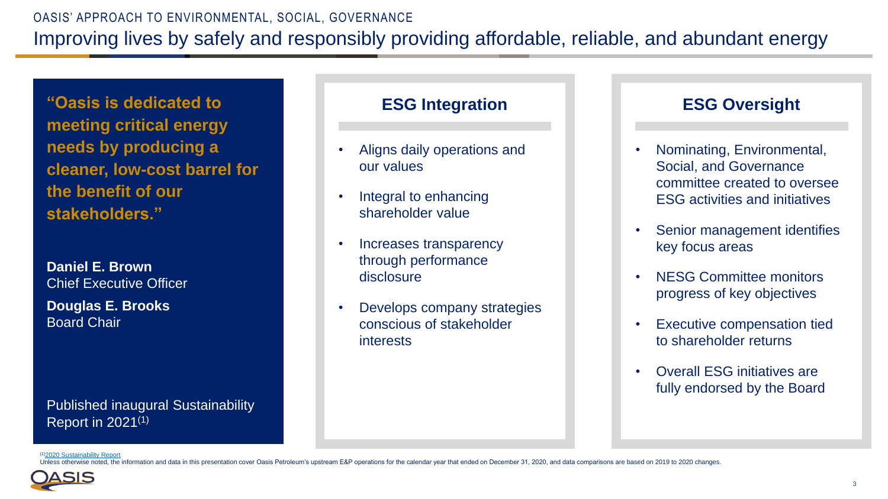OASIS' APPROACH TO ENVIRONMENTAL, SOCIAL, GOVERNANCE

# Improving lives by safely and responsibly providing affordable, reliable, and abundant energy

**"Oasis is dedicated to meeting critical energy needs by producing a cleaner, low-cost barrel for the benefit of our stakeholders."**

**Daniel E. Brown**
Chief Executive Officer

**Douglas E. Brooks**
Board Chair

Published inaugural Sustainability Report in 2021[(1)]

## ESG Integration

- Aligns daily operations and our values
- Integral to enhancing shareholder value
- Increases transparency through performance disclosure
- Develops company strategies conscious of stakeholder interests

## ESG Oversight

- Nominating, Environmental, Social, and Governance committee created to oversee ESG activities and initiatives
- Senior management identifies key focus areas
- NESG Committee monitors progress of key objectives
- Executive compensation tied to shareholder returns
- Overall ESG initiatives are fully endorsed by the Board

[(1)] 2020 Sustainability Report

Unless otherwise noted, the information and data in this presentation cover Oasis Petroleum's upstream E&P operations for the calendar year that ended on December 31, 2020, and data comparisons are based on 2019 to 2020 changes.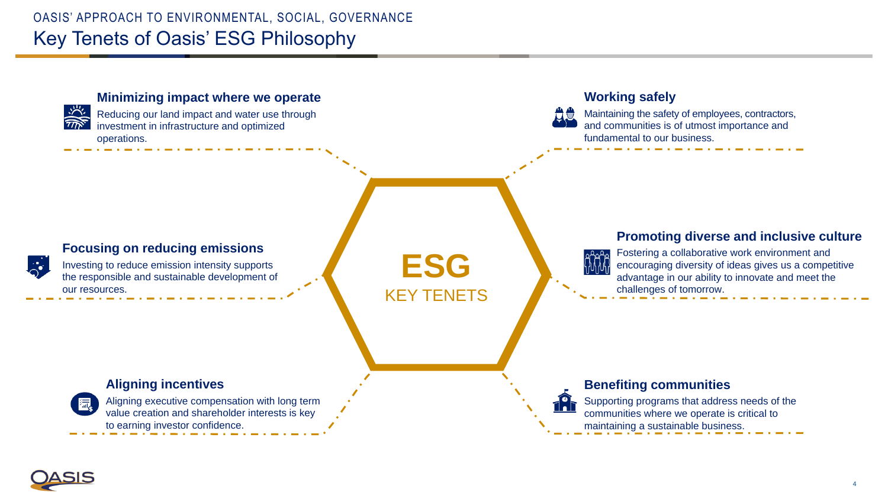OASIS' APPROACH TO ENVIRONMENTAL, SOCIAL, GOVERNANCE

# Key Tenets of Oasis' ESG Philosophy

**ESG**
KEY TENETS

### Minimizing impact where we operate

Reducing our land impact and water use through investment in infrastructure and optimized operations.

### Focusing on reducing emissions

Investing to reduce emission intensity supports the responsible and sustainable development of our resources.

### Aligning incentives

Aligning executive compensation with long term value creation and shareholder interests is key to earning investor confidence.

### Working safely

Maintaining the safety of employees, contractors, and communities is of utmost importance and fundamental to our business.

### Promoting diverse and inclusive culture

Fostering a collaborative work environment and encouraging diversity of ideas gives us a competitive advantage in our ability to innovate and meet the challenges of tomorrow.

### Benefiting communities

Supporting programs that address needs of the communities where we operate is critical to maintaining a sustainable business.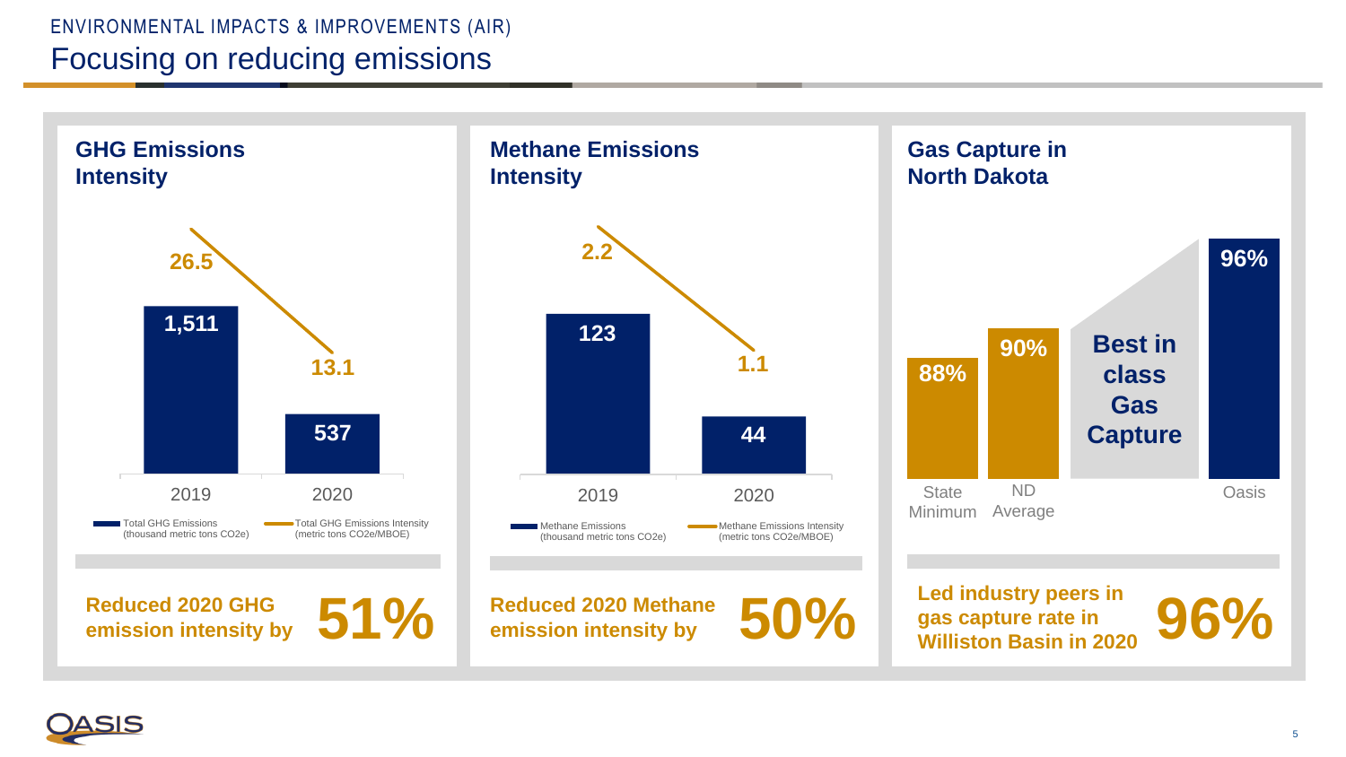ENVIRONMENTAL IMPACTS & IMPROVEMENTS (AIR)

# Focusing on reducing emissions

## GHG Emissions Intensity

| | 2019 | 2020 |
|---|---|---|
| Total GHG Emissions (thousand metric tons CO2e) | 1,511 | 537 |
| Total GHG Emissions Intensity (metric tons CO2e/MBOE) | 26.5 | 13.1 |

**Reduced 2020 GHG emission intensity by 51%**

## Methane Emissions Intensity

| | 2019 | 2020 |
|---|---|---|
| Methane Emissions (thousand metric tons CO2e) | 123 | 44 |
| Methane Emissions Intensity (metric tons CO2e/MBOE) | 2.2 | 1.1 |

**Reduced 2020 Methane emission intensity by 50%**

## Gas Capture in North Dakota

| State Minimum | ND Average | Oasis |
|---|---|---|
| 88% | 90% | 96% |

**Best in class Gas Capture**

**Led industry peers in gas capture rate in Williston Basin in 2020 96%**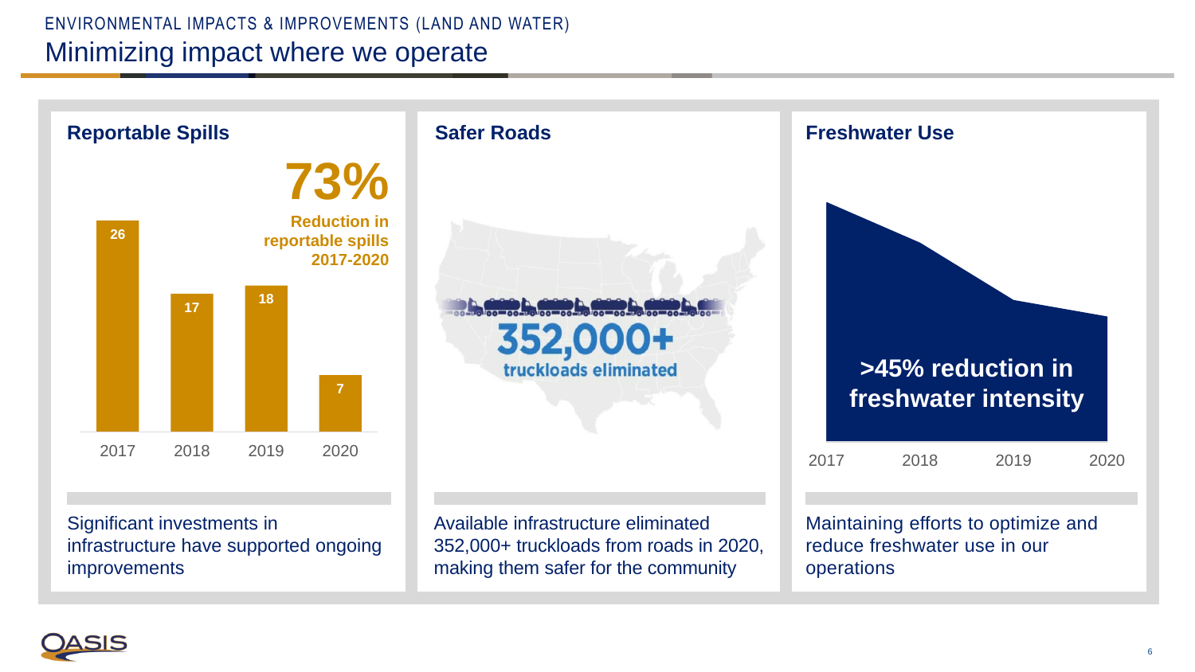ENVIRONMENTAL IMPACTS & IMPROVEMENTS (LAND AND WATER)

# Minimizing impact where we operate

## Reportable Spills

**73%**

**Reduction in reportable spills 2017-2020**

| Year | Reportable Spills |
|---|---|
| 2017 | 26 |
| 2018 | 17 |
| 2019 | 18 |
| 2020 | 7 |

Significant investments in infrastructure have supported ongoing improvements

## Safer Roads

**352,000+**

**truckloads eliminated**

Available infrastructure eliminated 352,000+ truckloads from roads in 2020, making them safer for the community

## Freshwater Use

**>45% reduction in freshwater intensity**

2017 2018 2019 2020

Maintaining efforts to optimize and reduce freshwater use in our operations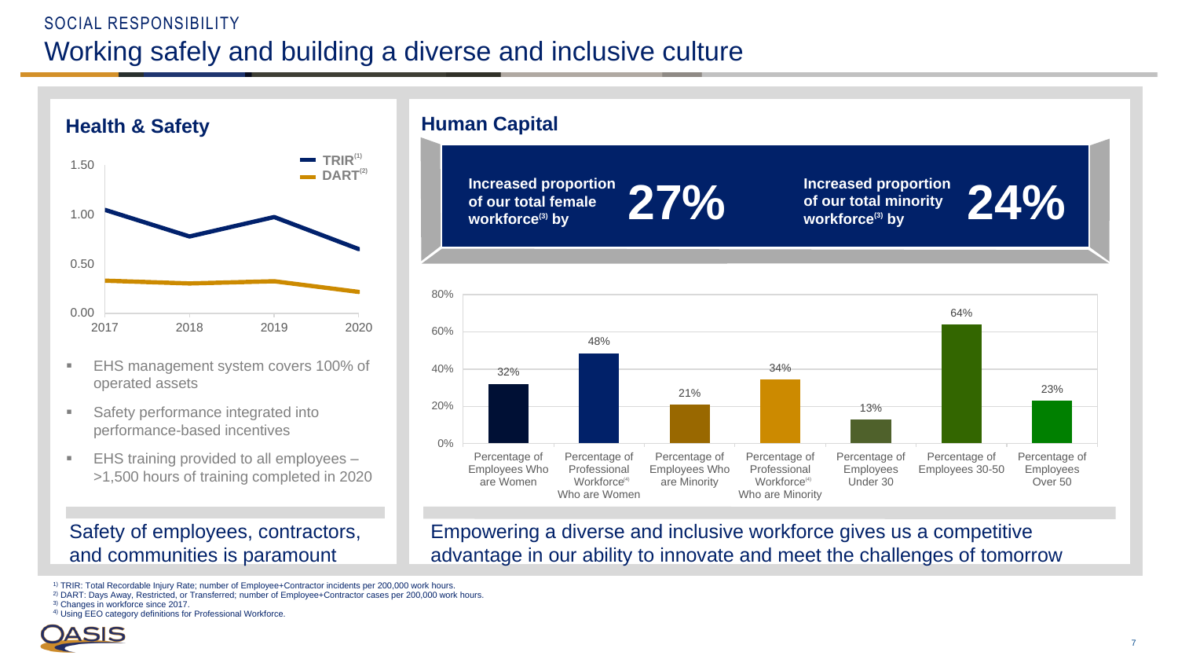SOCIAL RESPONSIBILITY

# Working safely and building a diverse and inclusive culture

## Health & Safety

TRIR[1] / DART[2]

| | 2017 | 2018 | 2019 | 2020 |
|---|---|---|---|---|
| TRIR | ~1.05 | ~0.78 | ~0.98 | ~0.65 |
| DART | ~0.33 | ~0.30 | ~0.32 | ~0.22 |

- EHS management system covers 100% of operated assets
- Safety performance integrated into performance-based incentives
- EHS training provided to all employees – >1,500 hours of training completed in 2020

Safety of employees, contractors, and communities is paramount

## Human Capital

**Increased proportion of our total female workforce[3] by 27%**

**Increased proportion of our total minority workforce[3] by 24%**

| Category | Value |
|---|---|
| Percentage of Employees Who are Women | 32% |
| Percentage of Professional Workforce[4] Who are Women | 48% |
| Percentage of Employees Who are Minority | 21% |
| Percentage of Professional Workforce[4] Who are Minority | 34% |
| Percentage of Employees Under 30 | 13% |
| Percentage of Employees 30-50 | 64% |
| Percentage of Employees Over 50 | 23% |

Empowering a diverse and inclusive workforce gives us a competitive advantage in our ability to innovate and meet the challenges of tomorrow

1) TRIR: Total Recordable Injury Rate; number of Employee+Contractor incidents per 200,000 work hours.
2) DART: Days Away, Restricted, or Transferred; number of Employee+Contractor cases per 200,000 work hours.
3) Changes in workforce since 2017.
4) Using EEO category definitions for Professional Workforce.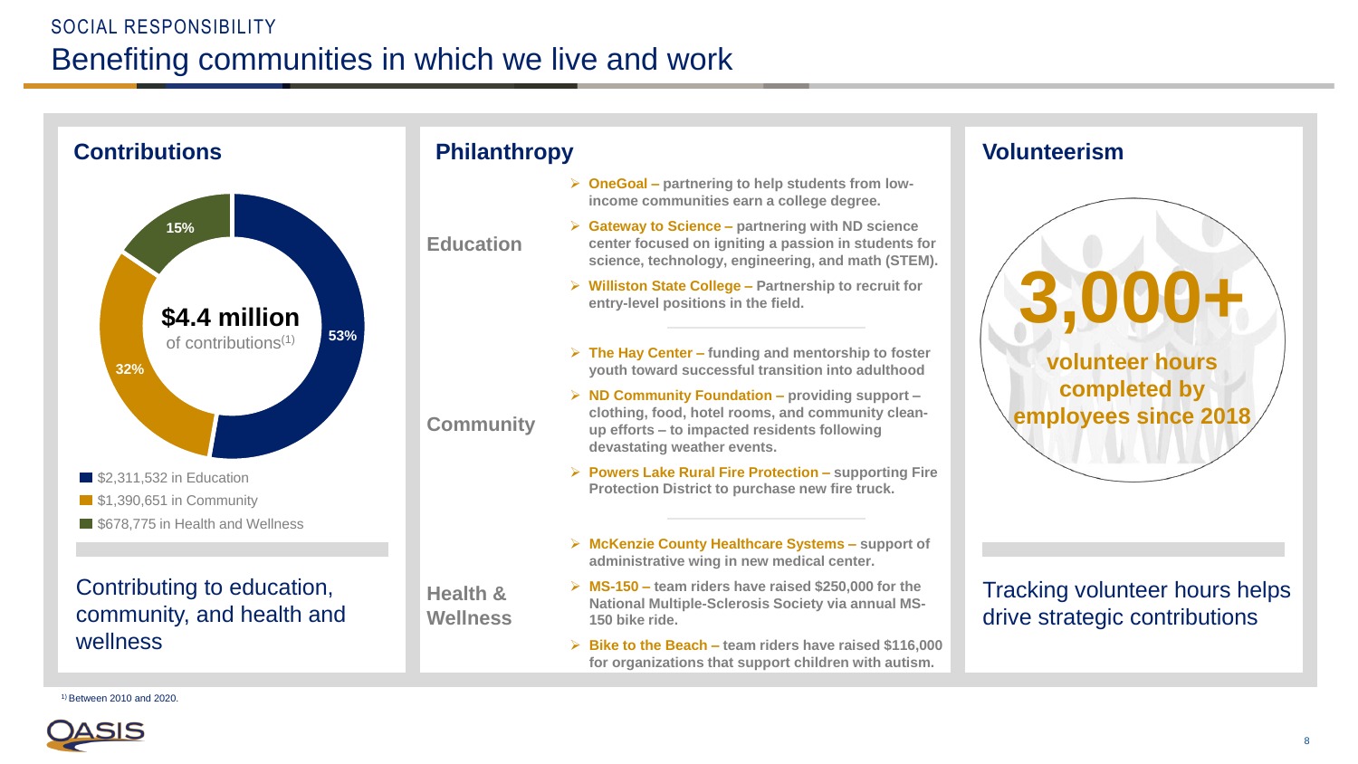SOCIAL RESPONSIBILITY

# Benefiting communities in which we live and work

## Contributions

**$4.4 million** of contributions[1]

- 53% — $2,311,532 in Education
- 32% — $1,390,651 in Community
- 15% — $678,775 in Health and Wellness

Contributing to education, community, and health and wellness

## Philanthropy

### Education

- **OneGoal** – partnering to help students from low-income communities earn a college degree.
- **Gateway to Science** – partnering with ND science center focused on igniting a passion in students for science, technology, engineering, and math (STEM).
- **Williston State College** – Partnership to recruit for entry-level positions in the field.

### Community

- **The Hay Center** – funding and mentorship to foster youth toward successful transition into adulthood
- **ND Community Foundation** – providing support – clothing, food, hotel rooms, and community clean-up efforts – to impacted residents following devastating weather events.
- **Powers Lake Rural Fire Protection** – supporting Fire Protection District to purchase new fire truck.

### Health & Wellness

- **McKenzie County Healthcare Systems** – support of administrative wing in new medical center.
- **MS-150** – team riders have raised $250,000 for the National Multiple-Sclerosis Society via annual MS-150 bike ride.
- **Bike to the Beach** – team riders have raised $116,000 for organizations that support children with autism.

## Volunteerism

**3,000+** volunteer hours completed by employees since 2018

Tracking volunteer hours helps drive strategic contributions

[1] Between 2010 and 2020.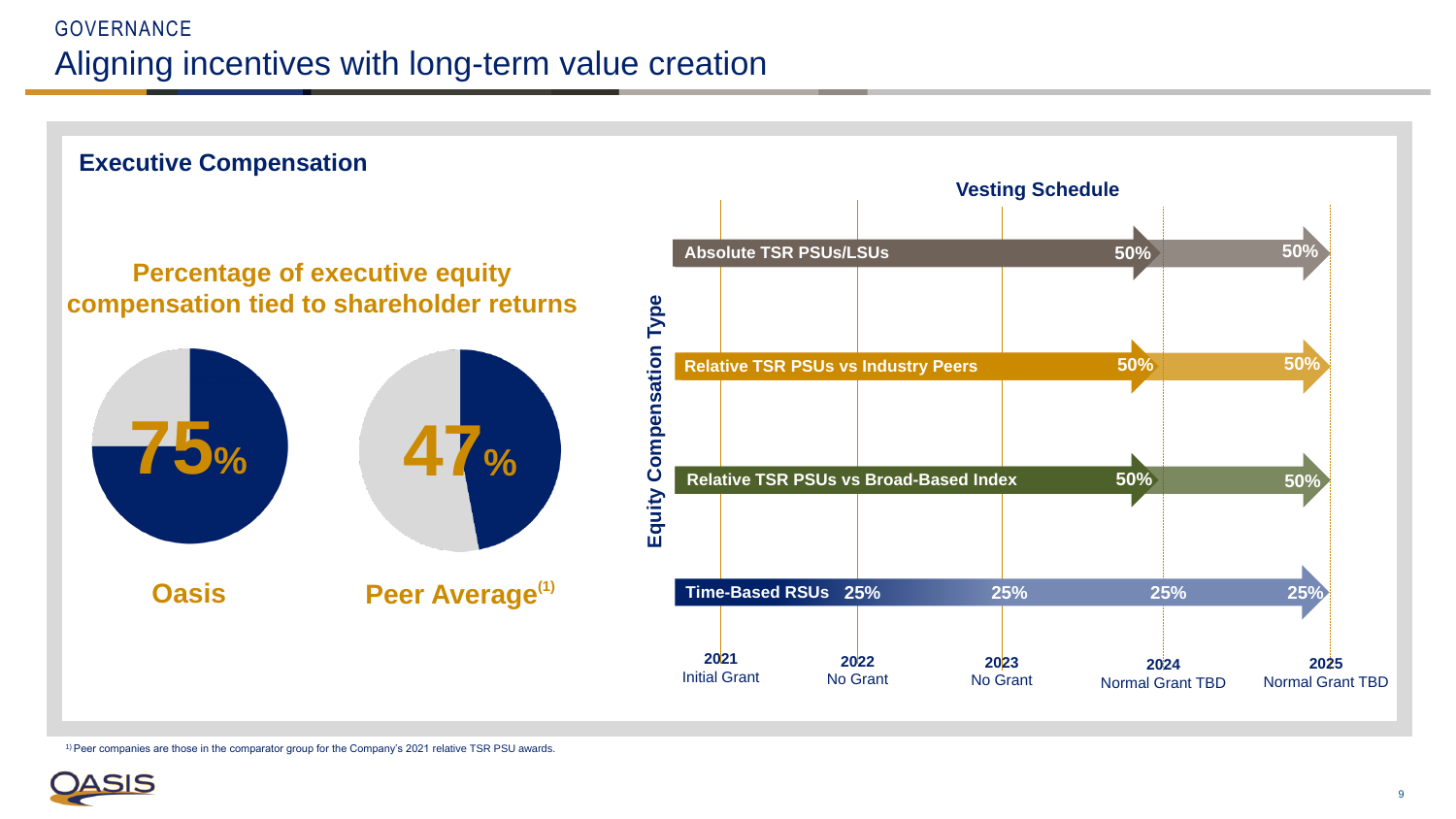GOVERNANCE

# Aligning incentives with long-term value creation

## Executive Compensation

### Percentage of executive equity compensation tied to shareholder returns

**75%** — Oasis

**47%** — Peer Average[1]

### Vesting Schedule

| Equity Compensation Type | 2021 Initial Grant | 2022 No Grant | 2023 No Grant | 2024 Normal Grant TBD | 2025 Normal Grant TBD |
|---|---|---|---|---|---|
| Absolute TSR PSUs/LSUs | | | | 50% | 50% |
| Relative TSR PSUs vs Industry Peers | | | | 50% | 50% |
| Relative TSR PSUs vs Broad-Based Index | | | | 50% | 50% |
| Time-Based RSUs | | 25% | 25% | 25% | 25% |

[1] Peer companies are those in the comparator group for the Company's 2021 relative TSR PSU awards.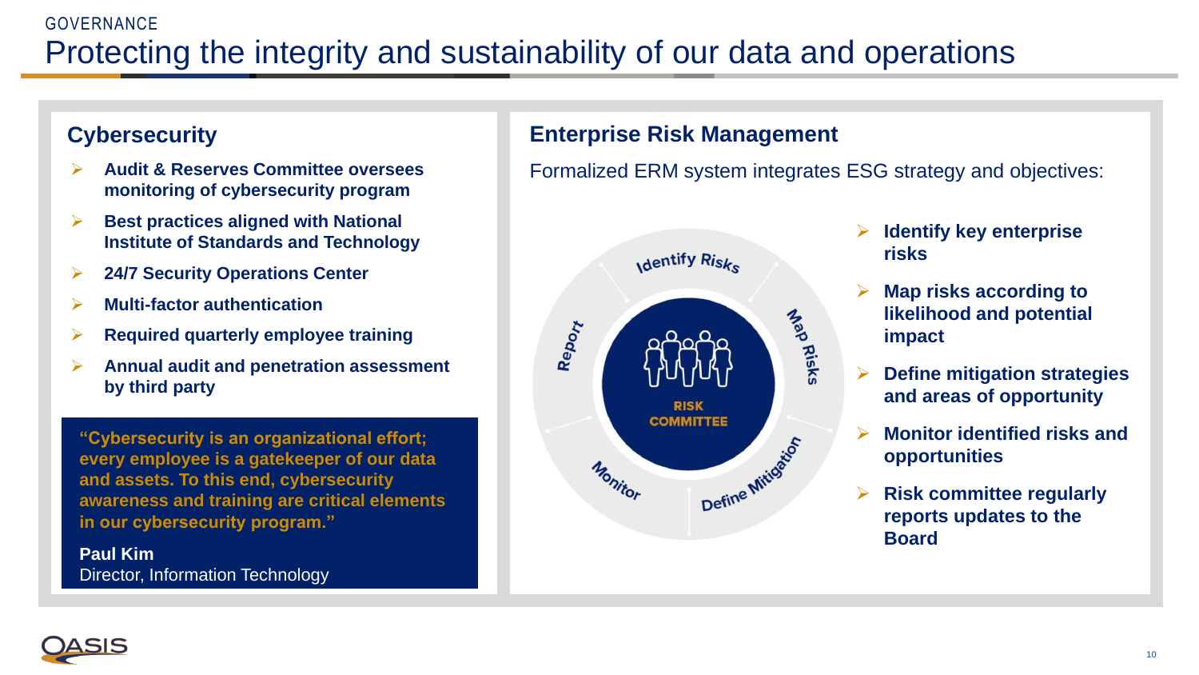GOVERNANCE

# Protecting the integrity and sustainability of our data and operations

## Cybersecurity

- **Audit & Reserves Committee oversees monitoring of cybersecurity program**
- **Best practices aligned with National Institute of Standards and Technology**
- **24/7 Security Operations Center**
- **Multi-factor authentication**
- **Required quarterly employee training**
- **Annual audit and penetration assessment by third party**

> **"Cybersecurity is an organizational effort; every employee is a gatekeeper of our data and assets. To this end, cybersecurity awareness and training are critical elements in our cybersecurity program."**
>
> **Paul Kim**
> Director, Information Technology

## Enterprise Risk Management

Formalized ERM system integrates ESG strategy and objectives:

Identify Risks – Map Risks – Define Mitigation – Monitor – Report

RISK COMMITTEE

- **Identify key enterprise risks**
- **Map risks according to likelihood and potential impact**
- **Define mitigation strategies and areas of opportunity**
- **Monitor identified risks and opportunities**
- **Risk committee regularly reports updates to the Board**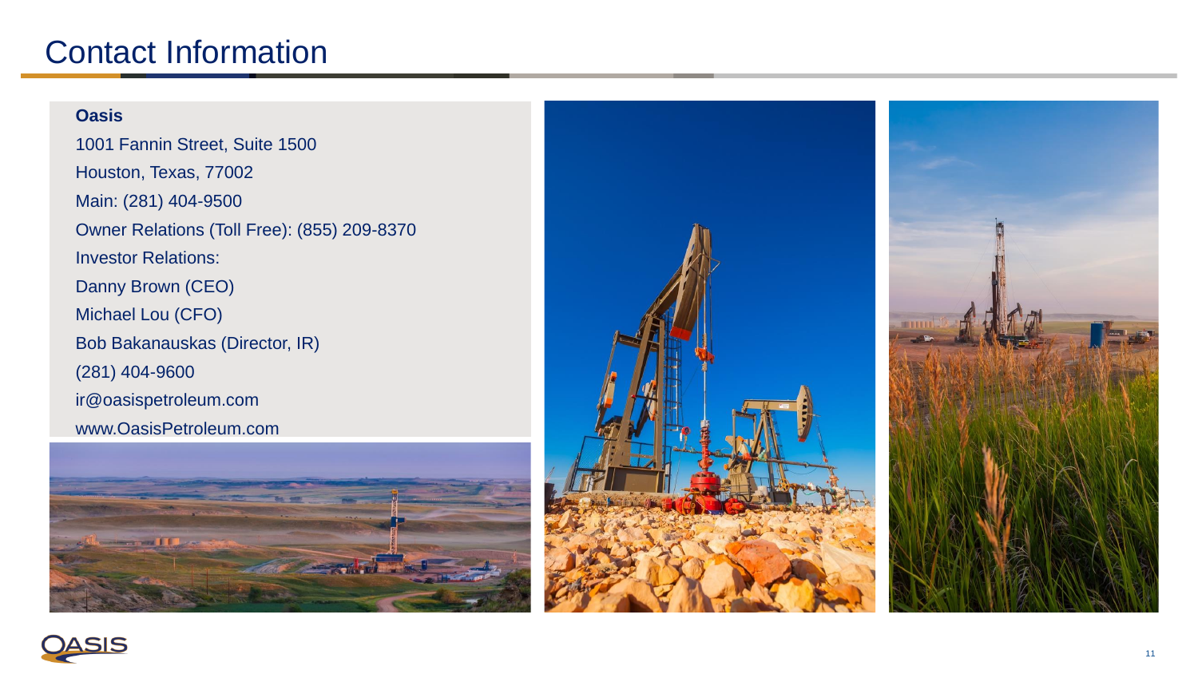# Contact Information

**Oasis**

1001 Fannin Street, Suite 1500

Houston, Texas, 77002

Main: (281) 404-9500

Owner Relations (Toll Free): (855) 209-8370

Investor Relations:

Danny Brown (CEO)

Michael Lou (CFO)

Bob Bakanauskas (Director, IR)

(281) 404-9600

ir@oasispetroleum.com

www.OasisPetroleum.com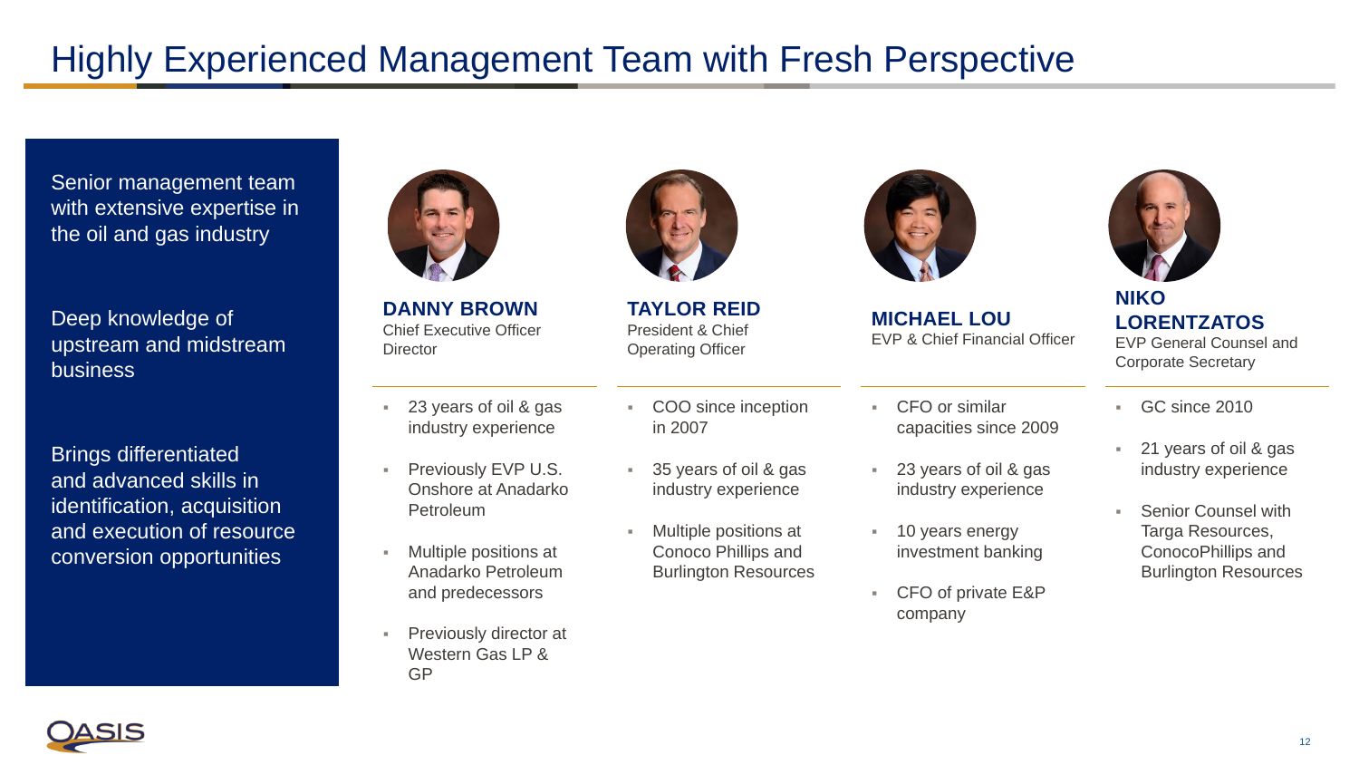# Highly Experienced Management Team with Fresh Perspective

Senior management team with extensive expertise in the oil and gas industry

Deep knowledge of upstream and midstream business

Brings differentiated and advanced skills in identification, acquisition and execution of resource conversion opportunities

**DANNY BROWN**
Chief Executive Officer
Director

- 23 years of oil & gas industry experience
- Previously EVP U.S. Onshore at Anadarko Petroleum
- Multiple positions at Anadarko Petroleum and predecessors
- Previously director at Western Gas LP & GP

**TAYLOR REID**
President & Chief Operating Officer

- COO since inception in 2007
- 35 years of oil & gas industry experience
- Multiple positions at Conoco Phillips and Burlington Resources

**MICHAEL LOU**
EVP & Chief Financial Officer

- CFO or similar capacities since 2009
- 23 years of oil & gas industry experience
- 10 years energy investment banking
- CFO of private E&P company

**NIKO LORENTZATOS**
EVP General Counsel and Corporate Secretary

- GC since 2010
- 21 years of oil & gas industry experience
- Senior Counsel with Targa Resources, ConocoPhillips and Burlington Resources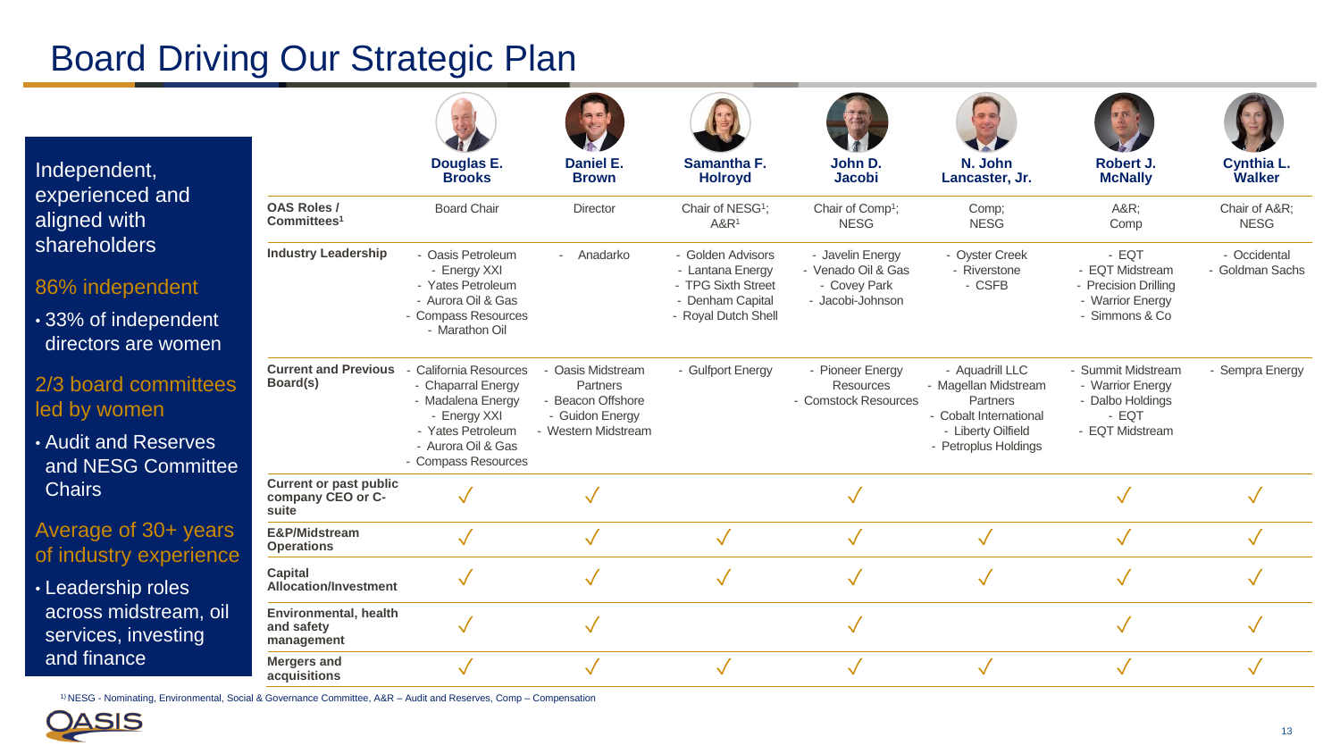# Board Driving Our Strategic Plan

Independent, experienced and aligned with shareholders

86% independent

- 33% of independent directors are women

2/3 board committees led by women

- Audit and Reserves and NESG Committee Chairs

Average of 30+ years of industry experience

- Leadership roles across midstream, oil services, investing and finance

| | Douglas E. Brooks | Daniel E. Brown | Samantha F. Holroyd | John D. Jacobi | N. John Lancaster, Jr. | Robert J. McNally | Cynthia L. Walker |
|---|---|---|---|---|---|---|---|
| OAS Roles / Committees[1] | Board Chair | Director | Chair of NESG[1]; A&R[1] | Chair of Comp[1]; NESG | Comp; NESG | A&R; Comp | Chair of A&R; NESG |
| Industry Leadership | - Oasis Petroleum<br>- Energy XXI<br>- Yates Petroleum<br>- Aurora Oil & Gas<br>- Compass Resources<br>- Marathon Oil | - Anadarko | - Golden Advisors<br>- Lantana Energy<br>- TPG Sixth Street<br>- Denham Capital<br>- Royal Dutch Shell | - Javelin Energy<br>- Venado Oil & Gas<br>- Covey Park<br>- Jacobi-Johnson | - Oyster Creek<br>- Riverstone<br>- CSFB | - EQT<br>- EQT Midstream<br>- Precision Drilling<br>- Warrior Energy<br>- Simmons & Co | - Occidental<br>- Goldman Sachs |
| Current and Previous Board(s) | - California Resources<br>- Chaparral Energy<br>- Madalena Energy<br>- Energy XXI<br>- Yates Petroleum<br>- Aurora Oil & Gas<br>- Compass Resources | - Oasis Midstream Partners<br>- Beacon Offshore<br>- Guidon Energy<br>- Western Midstream | - Gulfport Energy | - Pioneer Energy Resources<br>- Comstock Resources | - Aquadrill LLC<br>- Magellan Midstream Partners<br>- Cobalt International<br>- Liberty Oilfield<br>- Petroplus Holdings | - Summit Midstream<br>- Warrior Energy<br>- Dalbo Holdings<br>- EQT<br>- EQT Midstream | - Sempra Energy |
| Current or past public company CEO or C-suite | ✓ | ✓ | | ✓ | | ✓ | ✓ |
| E&P/Midstream Operations | ✓ | ✓ | ✓ | ✓ | ✓ | ✓ | ✓ |
| Capital Allocation/Investment | ✓ | ✓ | ✓ | ✓ | ✓ | ✓ | ✓ |
| Environmental, health and safety management | ✓ | ✓ | | ✓ | | ✓ | ✓ |
| Mergers and acquisitions | ✓ | ✓ | ✓ | ✓ | ✓ | ✓ | ✓ |

[1] NESG - Nominating, Environmental, Social & Governance Committee, A&R – Audit and Reserves, Comp – Compensation